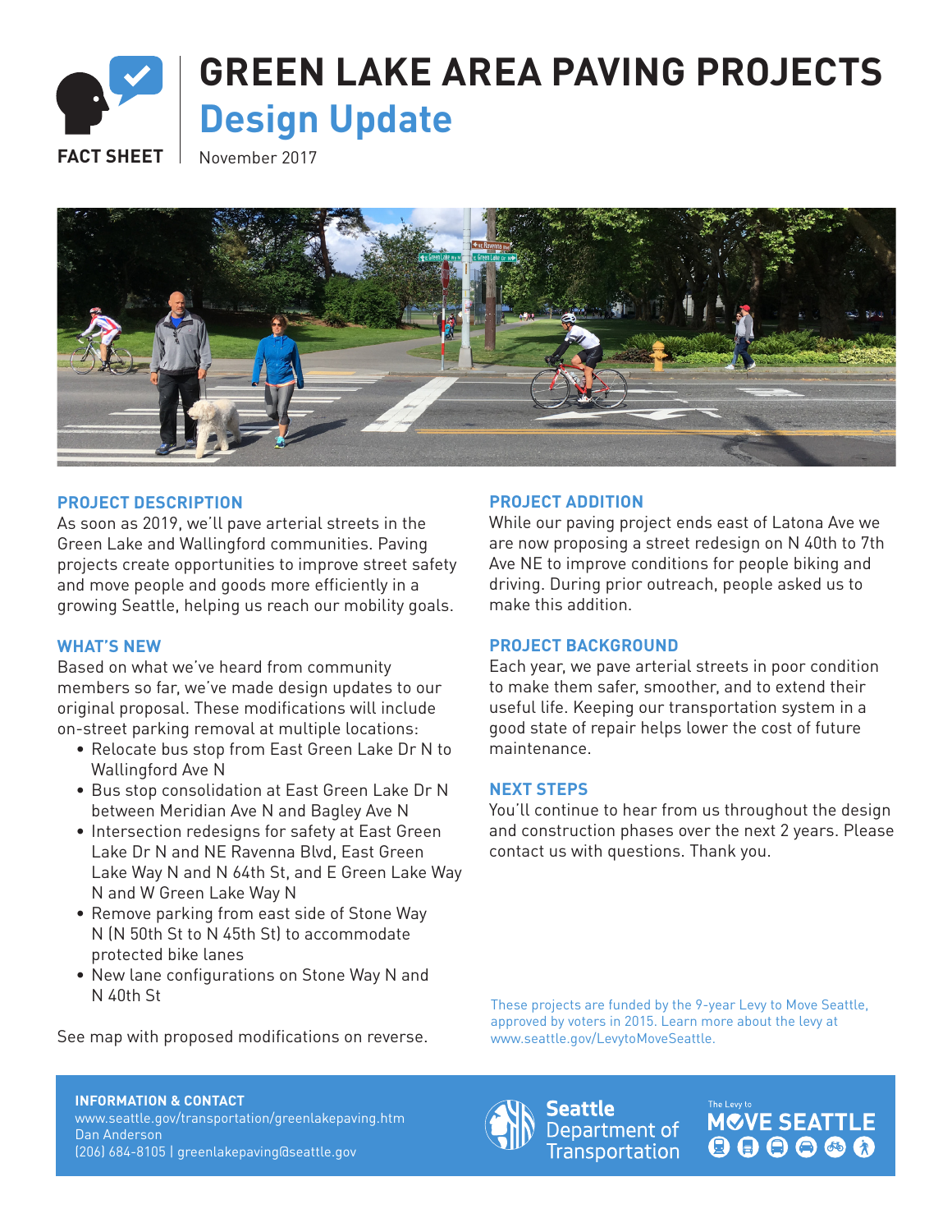FACT SHEET

# GREEN LAKE AREA PAVING PROJECTS

## Design Update

November 2017

### PROJECT DESCRIPTION

As soon as 2019, we'll pave arterial streets in the Green Lake and Wallingford communities. Paving projects create opportunities to improve street safety and move people and goods more efficiently in a growing Seattle, helping us reach our mobility goals.

### WHAT'S NEW

Based on what we've heard from community members so far, we've made design updates to our original proposal. These modifications will include on-street parking removal at multiple locations:

- Relocate bus stop from East Green Lake Dr N to Wallingford Ave N
- Bus stop consolidation at East Green Lake Dr N between Meridian Ave N and Bagley Ave N
- Intersection redesigns for safety at East Green Lake Dr N and NE Ravenna Blvd, East Green Lake Way N and N 64th St, and E Green Lake Way N and W Green Lake Way N
- Remove parking from east side of Stone Way N (N 50th St to N 45th St) to accommodate protected bike lanes
- New lane configurations on Stone Way N and N 40th St

See map with proposed modifications on reverse.

### PROJECT ADDITION

While our paving project ends east of Latona Ave we are now proposing a street redesign on N 40th to 7th Ave NE to improve conditions for people biking and driving. During prior outreach, people asked us to make this addition.

### PROJECT BACKGROUND

Each year, we pave arterial streets in poor condition to make them safer, smoother, and to extend their useful life. Keeping our transportation system in a good state of repair helps lower the cost of future maintenance.

### NEXT STEPS

You'll continue to hear from us throughout the design and construction phases over the next 2 years. Please contact us with questions. Thank you.

These projects are funded by the 9-year Levy to Move Seattle, approved by voters in 2015. Learn more about the levy at www.seattle.gov/LevytoMoveSeattle.

**INFORMATION & CONTACT**
www.seattle.gov/transportation/greenlakepaving.htm
Dan Anderson
(206) 684-8105 | greenlakepaving@seattle.gov

Seattle Department of Transportation

The Levy to MOVE SEATTLE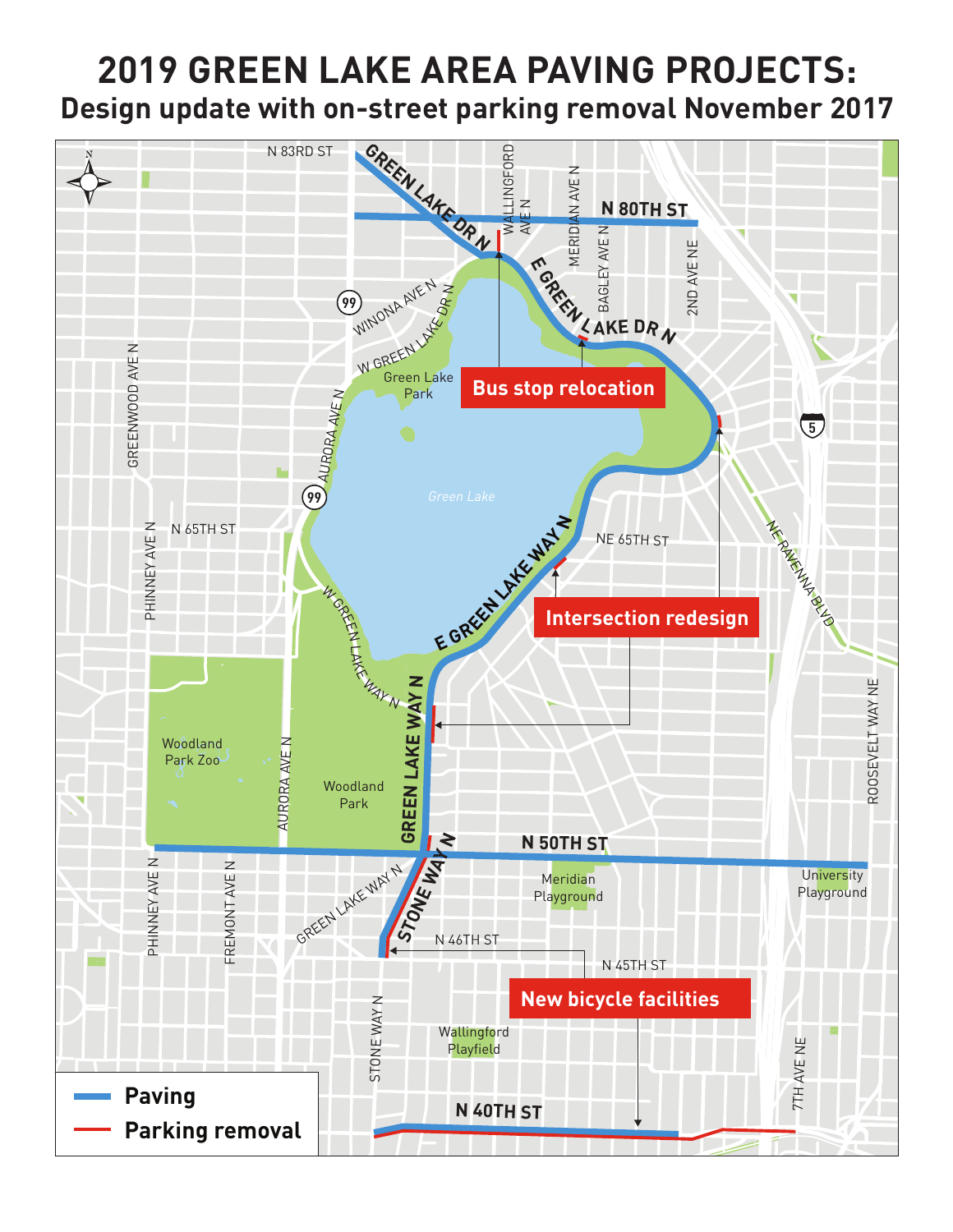# 2019 GREEN LAKE AREA PAVING PROJECTS:

## Design update with on-street parking removal November 2017

N 83RD ST

GREEN LAKE DR N

WALLINGFORD AVE N

MERIDIAN AVE N

N 80TH ST

BAGLEY AVE N

2ND AVE NE

E GREEN LAKE DR N

WINONA AVE N

W GREEN LAKE DR N

Green Lake Park

Bus stop relocation

99

GREENWOOD AVE N

AURORA AVE N

5

Green Lake

N 65TH ST

NE 65TH ST

NE RAVENNA BLVD

PHINNEY AVE N

E GREEN LAKE WAY N

Intersection redesign

W GREEN LAKE WAY N

GREEN LAKE WAY N

Woodland Park Zoo

Woodland Park

ROOSEVELT WAY NE

N 50TH ST

Meridian Playground

University Playground

PHINNEY AVE N

FREMONT AVE N

GREEN LAKE WAY N

STONE WAY N

N 46TH ST

N 45TH ST

New bicycle facilities

Wallingford Playfield

STONE WAY N

7TH AVE NE

N 40TH ST

Paving

Parking removal